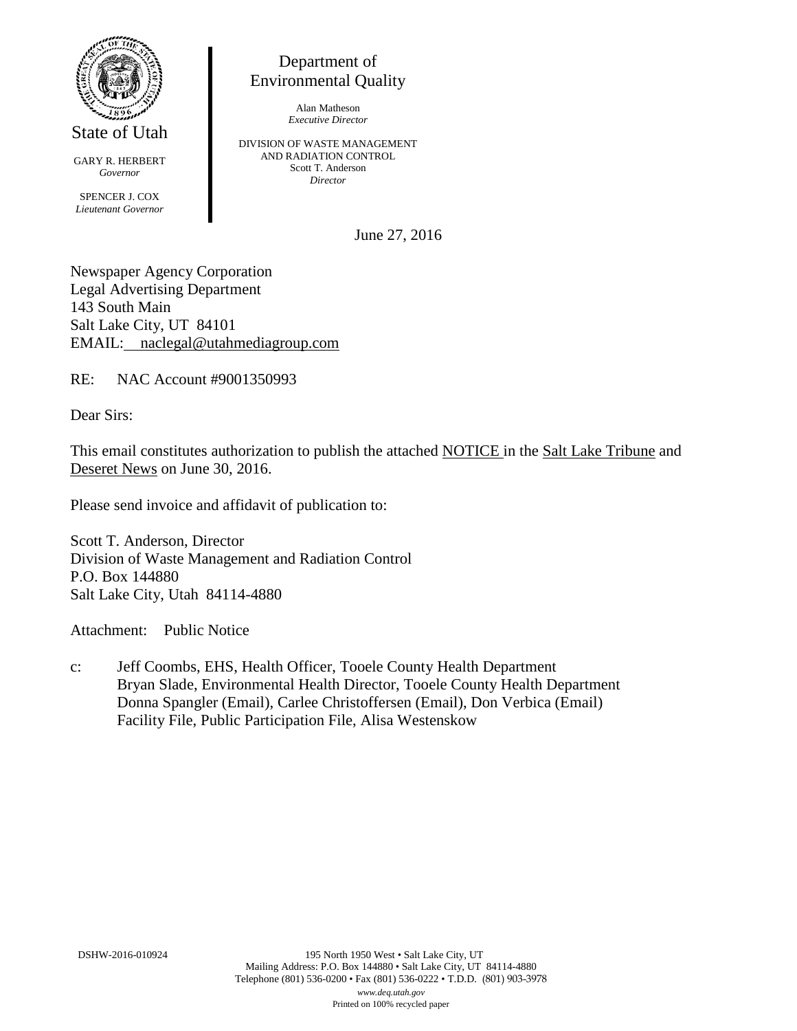State of Utah

GARY R. HERBERT
*Governor*

SPENCER J. COX
*Lieutenant Governor*

Department of
Environmental Quality

Alan Matheson
*Executive Director*

DIVISION OF WASTE MANAGEMENT
AND RADIATION CONTROL
Scott T. Anderson
*Director*

June 27, 2016

Newspaper Agency Corporation
Legal Advertising Department
143 South Main
Salt Lake City, UT 84101
EMAIL: naclegal@utahmediagroup.com

RE: NAC Account #9001350993

Dear Sirs:

This email constitutes authorization to publish the attached NOTICE in the Salt Lake Tribune and Deseret News on June 30, 2016.

Please send invoice and affidavit of publication to:

Scott T. Anderson, Director
Division of Waste Management and Radiation Control
P.O. Box 144880
Salt Lake City, Utah 84114-4880

Attachment: Public Notice

c: Jeff Coombs, EHS, Health Officer, Tooele County Health Department
Bryan Slade, Environmental Health Director, Tooele County Health Department
Donna Spangler (Email), Carlee Christoffersen (Email), Don Verbica (Email)
Facility File, Public Participation File, Alisa Westenskow

DSHW-2016-010924

195 North 1950 West • Salt Lake City, UT
Mailing Address: P.O. Box 144880 • Salt Lake City, UT 84114-4880
Telephone (801) 536-0200 • Fax (801) 536-0222 • T.D.D. (801) 903-3978
*www.deq.utah.gov*
Printed on 100% recycled paper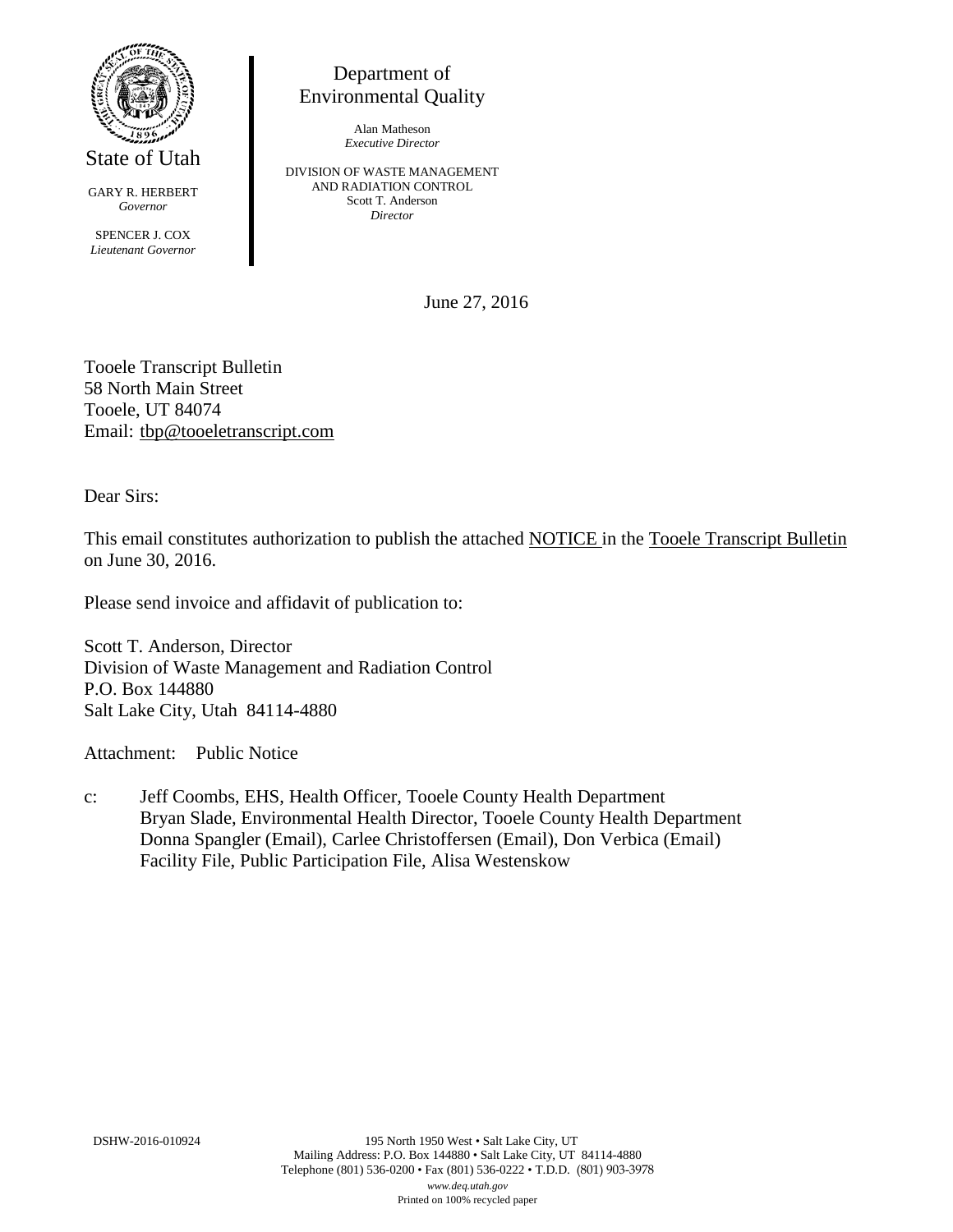State of Utah

GARY R. HERBERT
*Governor*

SPENCER J. COX
*Lieutenant Governor*

Department of
Environmental Quality

Alan Matheson
*Executive Director*

DIVISION OF WASTE MANAGEMENT
AND RADIATION CONTROL
Scott T. Anderson
*Director*

June 27, 2016

Tooele Transcript Bulletin
58 North Main Street
Tooele, UT 84074
Email: tbp@tooeletranscript.com

Dear Sirs:

This email constitutes authorization to publish the attached NOTICE in the Tooele Transcript Bulletin on June 30, 2016.

Please send invoice and affidavit of publication to:

Scott T. Anderson, Director
Division of Waste Management and Radiation Control
P.O. Box 144880
Salt Lake City, Utah 84114-4880

Attachment: Public Notice

c: Jeff Coombs, EHS, Health Officer, Tooele County Health Department
Bryan Slade, Environmental Health Director, Tooele County Health Department
Donna Spangler (Email), Carlee Christoffersen (Email), Don Verbica (Email)
Facility File, Public Participation File, Alisa Westenskow

DSHW-2016-010924

195 North 1950 West • Salt Lake City, UT
Mailing Address: P.O. Box 144880 • Salt Lake City, UT 84114-4880
Telephone (801) 536-0200 • Fax (801) 536-0222 • T.D.D. (801) 903-3978
*www.deq.utah.gov*
Printed on 100% recycled paper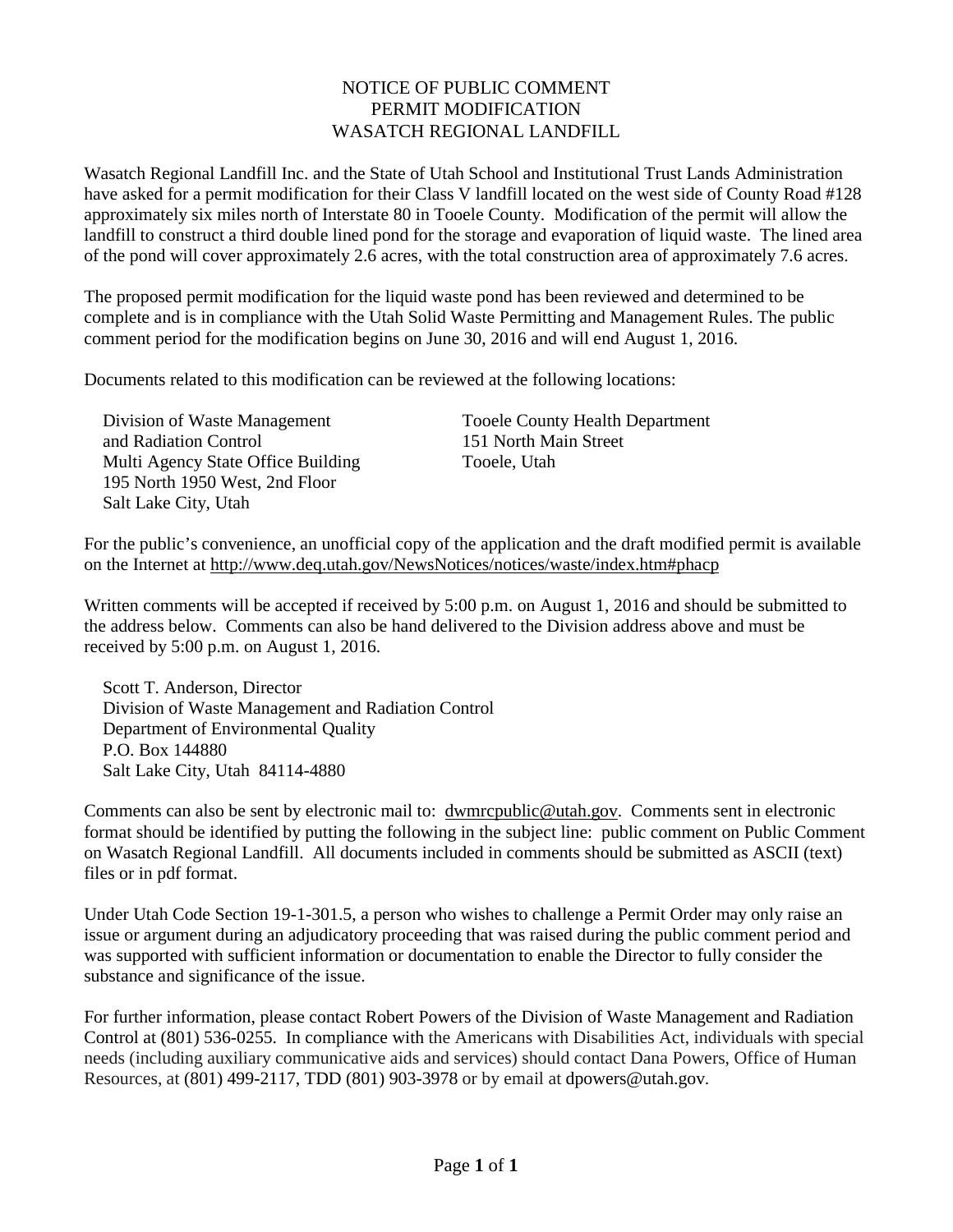# NOTICE OF PUBLIC COMMENT
# PERMIT MODIFICATION
# WASATCH REGIONAL LANDFILL

Wasatch Regional Landfill Inc. and the State of Utah School and Institutional Trust Lands Administration have asked for a permit modification for their Class V landfill located on the west side of County Road #128 approximately six miles north of Interstate 80 in Tooele County. Modification of the permit will allow the landfill to construct a third double lined pond for the storage and evaporation of liquid waste. The lined area of the pond will cover approximately 2.6 acres, with the total construction area of approximately 7.6 acres.

The proposed permit modification for the liquid waste pond has been reviewed and determined to be complete and is in compliance with the Utah Solid Waste Permitting and Management Rules. The public comment period for the modification begins on June 30, 2016 and will end August 1, 2016.

Documents related to this modification can be reviewed at the following locations:

Division of Waste Management
and Radiation Control
Multi Agency State Office Building
195 North 1950 West, 2nd Floor
Salt Lake City, Utah

Tooele County Health Department
151 North Main Street
Tooele, Utah

For the public's convenience, an unofficial copy of the application and the draft modified permit is available on the Internet at http://www.deq.utah.gov/NewsNotices/notices/waste/index.htm#phacp

Written comments will be accepted if received by 5:00 p.m. on August 1, 2016 and should be submitted to the address below. Comments can also be hand delivered to the Division address above and must be received by 5:00 p.m. on August 1, 2016.

Scott T. Anderson, Director
Division of Waste Management and Radiation Control
Department of Environmental Quality
P.O. Box 144880
Salt Lake City, Utah 84114-4880

Comments can also be sent by electronic mail to: dwmrcpublic@utah.gov. Comments sent in electronic format should be identified by putting the following in the subject line: public comment on Public Comment on Wasatch Regional Landfill. All documents included in comments should be submitted as ASCII (text) files or in pdf format.

Under Utah Code Section 19-1-301.5, a person who wishes to challenge a Permit Order may only raise an issue or argument during an adjudicatory proceeding that was raised during the public comment period and was supported with sufficient information or documentation to enable the Director to fully consider the substance and significance of the issue.

For further information, please contact Robert Powers of the Division of Waste Management and Radiation Control at (801) 536-0255. In compliance with the Americans with Disabilities Act, individuals with special needs (including auxiliary communicative aids and services) should contact Dana Powers, Office of Human Resources, at (801) 499-2117, TDD (801) 903-3978 or by email at dpowers@utah.gov.